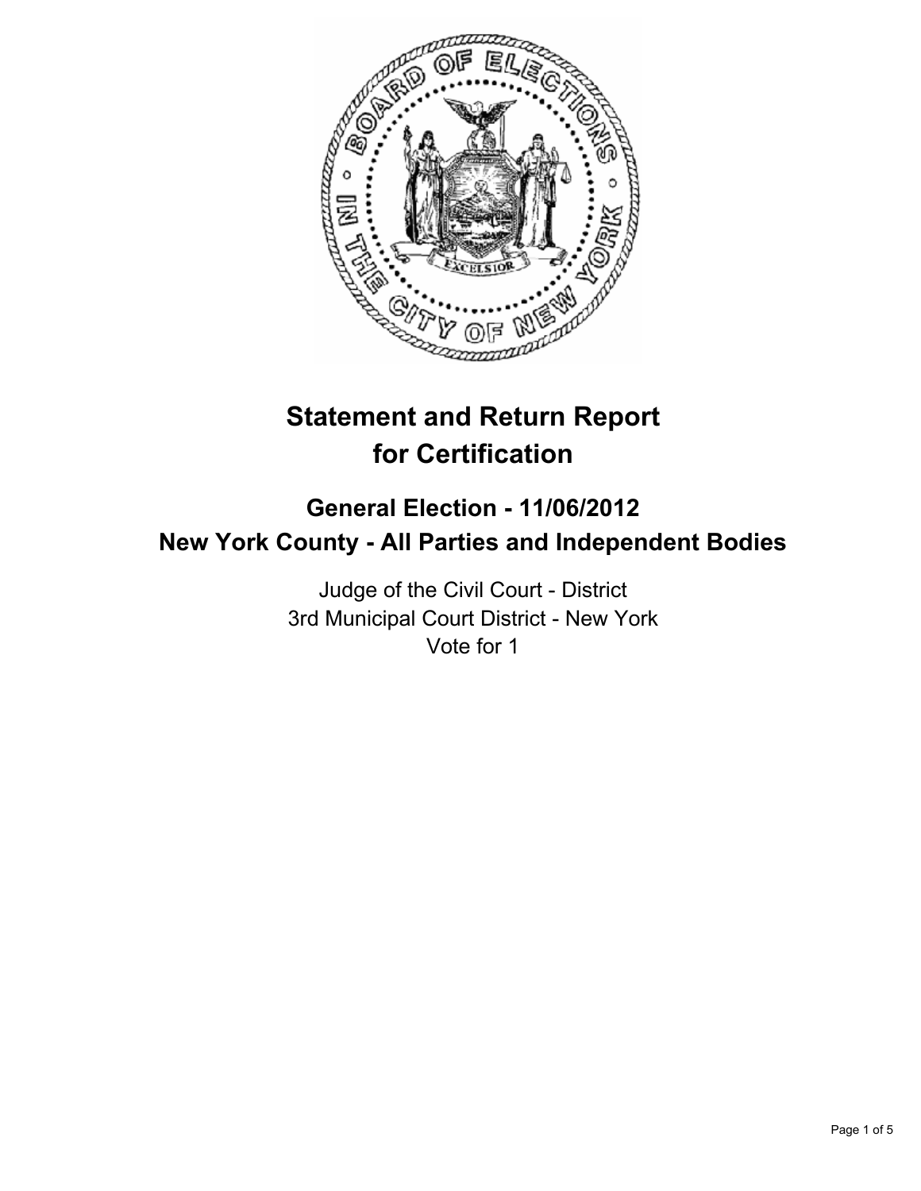# Statement and Return Report for Certification

## General Election - 11/06/2012
## New York County - All Parties and Independent Bodies

Judge of the Civil Court - District
3rd Municipal Court District - New York
Vote for 1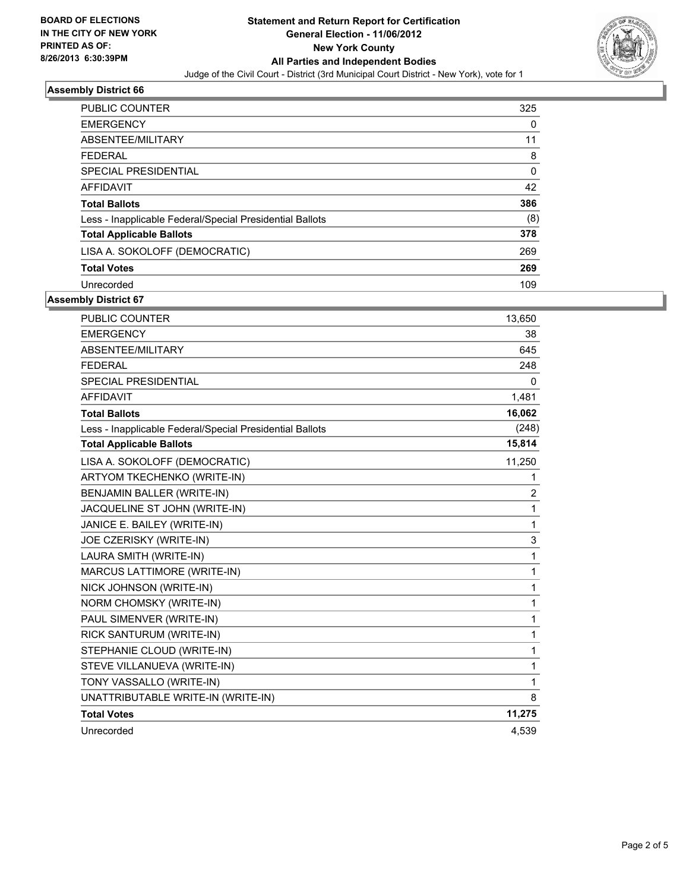**BOARD OF ELECTIONS IN THE CITY OF NEW YORK PRINTED AS OF: 8/26/2013 6:30:39PM**

# Statement and Return Report for Certification
## General Election - 11/06/2012
## New York County
## All Parties and Independent Bodies
Judge of the Civil Court - District (3rd Municipal Court District - New York), vote for 1

### Assembly District 66

| | |
|---|---|
| PUBLIC COUNTER | 325 |
| EMERGENCY | 0 |
| ABSENTEE/MILITARY | 11 |
| FEDERAL | 8 |
| SPECIAL PRESIDENTIAL | 0 |
| AFFIDAVIT | 42 |
| **Total Ballots** | **386** |
| Less - Inapplicable Federal/Special Presidential Ballots | (8) |
| **Total Applicable Ballots** | **378** |
| LISA A. SOKOLOFF (DEMOCRATIC) | 269 |
| **Total Votes** | **269** |
| Unrecorded | 109 |

### Assembly District 67

| | |
|---|---|
| PUBLIC COUNTER | 13,650 |
| EMERGENCY | 38 |
| ABSENTEE/MILITARY | 645 |
| FEDERAL | 248 |
| SPECIAL PRESIDENTIAL | 0 |
| AFFIDAVIT | 1,481 |
| **Total Ballots** | **16,062** |
| Less - Inapplicable Federal/Special Presidential Ballots | (248) |
| **Total Applicable Ballots** | **15,814** |
| LISA A. SOKOLOFF (DEMOCRATIC) | 11,250 |
| ARTYOM TKECHENKO (WRITE-IN) | 1 |
| BENJAMIN BALLER (WRITE-IN) | 2 |
| JACQUELINE ST JOHN (WRITE-IN) | 1 |
| JANICE E. BAILEY (WRITE-IN) | 1 |
| JOE CZERISKY (WRITE-IN) | 3 |
| LAURA SMITH (WRITE-IN) | 1 |
| MARCUS LATTIMORE (WRITE-IN) | 1 |
| NICK JOHNSON (WRITE-IN) | 1 |
| NORM CHOMSKY (WRITE-IN) | 1 |
| PAUL SIMENVER (WRITE-IN) | 1 |
| RICK SANTURUM (WRITE-IN) | 1 |
| STEPHANIE CLOUD (WRITE-IN) | 1 |
| STEVE VILLANUEVA (WRITE-IN) | 1 |
| TONY VASSALLO (WRITE-IN) | 1 |
| UNATTRIBUTABLE WRITE-IN (WRITE-IN) | 8 |
| **Total Votes** | **11,275** |
| Unrecorded | 4,539 |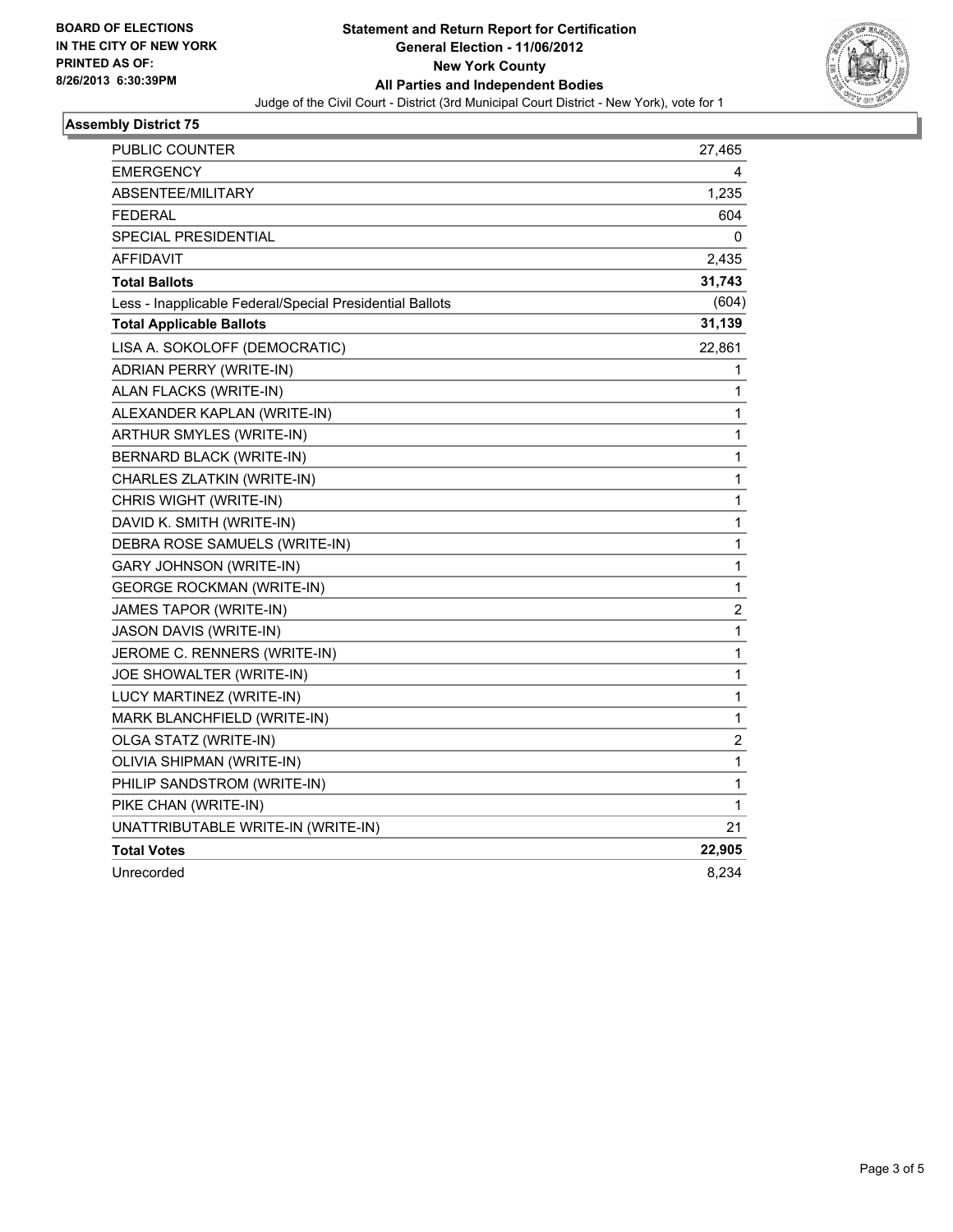**BOARD OF ELECTIONS IN THE CITY OF NEW YORK PRINTED AS OF: 8/26/2013 6:30:39PM**

# Statement and Return Report for Certification
## General Election - 11/06/2012
## New York County
## All Parties and Independent Bodies

Judge of the Civil Court - District (3rd Municipal Court District - New York), vote for 1

### Assembly District 75

| | |
|---|---|
| PUBLIC COUNTER | 27,465 |
| EMERGENCY | 4 |
| ABSENTEE/MILITARY | 1,235 |
| FEDERAL | 604 |
| SPECIAL PRESIDENTIAL | 0 |
| AFFIDAVIT | 2,435 |
| **Total Ballots** | **31,743** |
| Less - Inapplicable Federal/Special Presidential Ballots | (604) |
| **Total Applicable Ballots** | **31,139** |
| LISA A. SOKOLOFF (DEMOCRATIC) | 22,861 |
| ADRIAN PERRY (WRITE-IN) | 1 |
| ALAN FLACKS (WRITE-IN) | 1 |
| ALEXANDER KAPLAN (WRITE-IN) | 1 |
| ARTHUR SMYLES (WRITE-IN) | 1 |
| BERNARD BLACK (WRITE-IN) | 1 |
| CHARLES ZLATKIN (WRITE-IN) | 1 |
| CHRIS WIGHT (WRITE-IN) | 1 |
| DAVID K. SMITH (WRITE-IN) | 1 |
| DEBRA ROSE SAMUELS (WRITE-IN) | 1 |
| GARY JOHNSON (WRITE-IN) | 1 |
| GEORGE ROCKMAN (WRITE-IN) | 1 |
| JAMES TAPOR (WRITE-IN) | 2 |
| JASON DAVIS (WRITE-IN) | 1 |
| JEROME C. RENNERS (WRITE-IN) | 1 |
| JOE SHOWALTER (WRITE-IN) | 1 |
| LUCY MARTINEZ (WRITE-IN) | 1 |
| MARK BLANCHFIELD (WRITE-IN) | 1 |
| OLGA STATZ (WRITE-IN) | 2 |
| OLIVIA SHIPMAN (WRITE-IN) | 1 |
| PHILIP SANDSTROM (WRITE-IN) | 1 |
| PIKE CHAN (WRITE-IN) | 1 |
| UNATTRIBUTABLE WRITE-IN (WRITE-IN) | 21 |
| **Total Votes** | **22,905** |
| Unrecorded | 8,234 |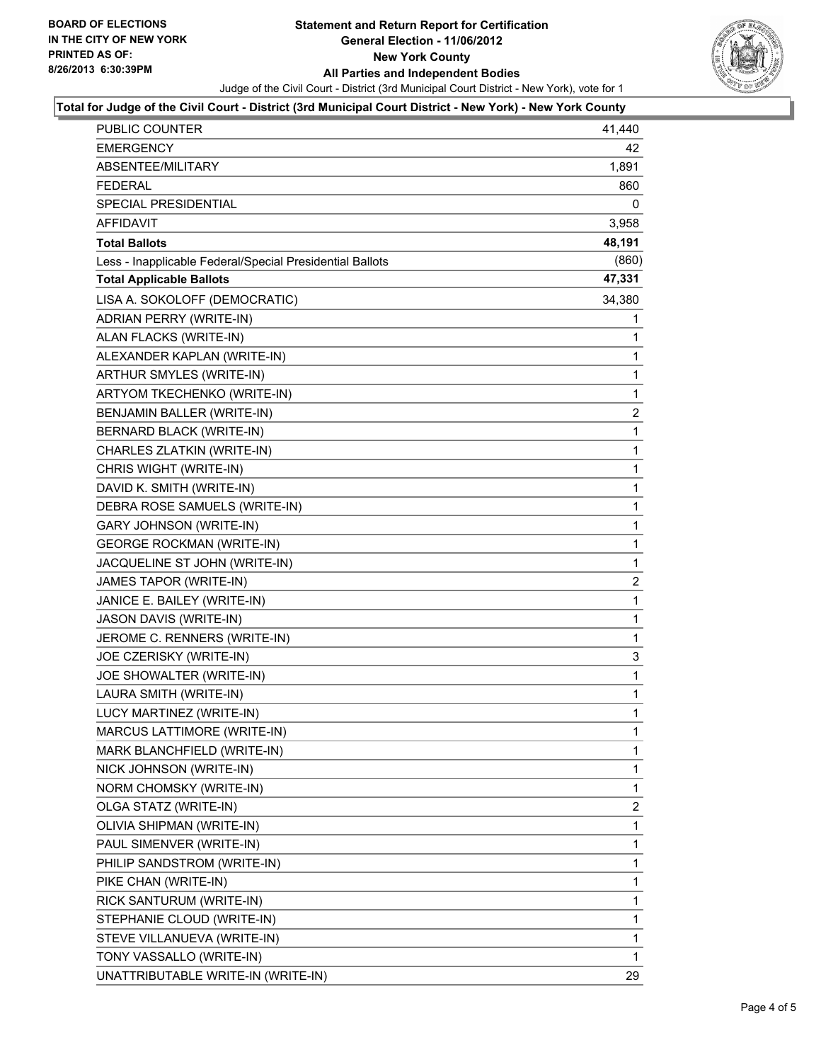BOARD OF ELECTIONS
IN THE CITY OF NEW YORK
PRINTED AS OF:
8/26/2013 6:30:39PM

# Statement and Return Report for Certification
## General Election - 11/06/2012
## New York County
## All Parties and Independent Bodies

Judge of the Civil Court - District (3rd Municipal Court District - New York), vote for 1

**Total for Judge of the Civil Court - District (3rd Municipal Court District - New York) - New York County**

| | |
|---|---|
| PUBLIC COUNTER | 41,440 |
| EMERGENCY | 42 |
| ABSENTEE/MILITARY | 1,891 |
| FEDERAL | 860 |
| SPECIAL PRESIDENTIAL | 0 |
| AFFIDAVIT | 3,958 |
| **Total Ballots** | **48,191** |
| Less - Inapplicable Federal/Special Presidential Ballots | (860) |
| **Total Applicable Ballots** | **47,331** |
| LISA A. SOKOLOFF (DEMOCRATIC) | 34,380 |
| ADRIAN PERRY (WRITE-IN) | 1 |
| ALAN FLACKS (WRITE-IN) | 1 |
| ALEXANDER KAPLAN (WRITE-IN) | 1 |
| ARTHUR SMYLES (WRITE-IN) | 1 |
| ARTYOM TKECHENKO (WRITE-IN) | 1 |
| BENJAMIN BALLER (WRITE-IN) | 2 |
| BERNARD BLACK (WRITE-IN) | 1 |
| CHARLES ZLATKIN (WRITE-IN) | 1 |
| CHRIS WIGHT (WRITE-IN) | 1 |
| DAVID K. SMITH (WRITE-IN) | 1 |
| DEBRA ROSE SAMUELS (WRITE-IN) | 1 |
| GARY JOHNSON (WRITE-IN) | 1 |
| GEORGE ROCKMAN (WRITE-IN) | 1 |
| JACQUELINE ST JOHN (WRITE-IN) | 1 |
| JAMES TAPOR (WRITE-IN) | 2 |
| JANICE E. BAILEY (WRITE-IN) | 1 |
| JASON DAVIS (WRITE-IN) | 1 |
| JEROME C. RENNERS (WRITE-IN) | 1 |
| JOE CZERISKY (WRITE-IN) | 3 |
| JOE SHOWALTER (WRITE-IN) | 1 |
| LAURA SMITH (WRITE-IN) | 1 |
| LUCY MARTINEZ (WRITE-IN) | 1 |
| MARCUS LATTIMORE (WRITE-IN) | 1 |
| MARK BLANCHFIELD (WRITE-IN) | 1 |
| NICK JOHNSON (WRITE-IN) | 1 |
| NORM CHOMSKY (WRITE-IN) | 1 |
| OLGA STATZ (WRITE-IN) | 2 |
| OLIVIA SHIPMAN (WRITE-IN) | 1 |
| PAUL SIMENVER (WRITE-IN) | 1 |
| PHILIP SANDSTROM (WRITE-IN) | 1 |
| PIKE CHAN (WRITE-IN) | 1 |
| RICK SANTURUM (WRITE-IN) | 1 |
| STEPHANIE CLOUD (WRITE-IN) | 1 |
| STEVE VILLANUEVA (WRITE-IN) | 1 |
| TONY VASSALLO (WRITE-IN) | 1 |
| UNATTRIBUTABLE WRITE-IN (WRITE-IN) | 29 |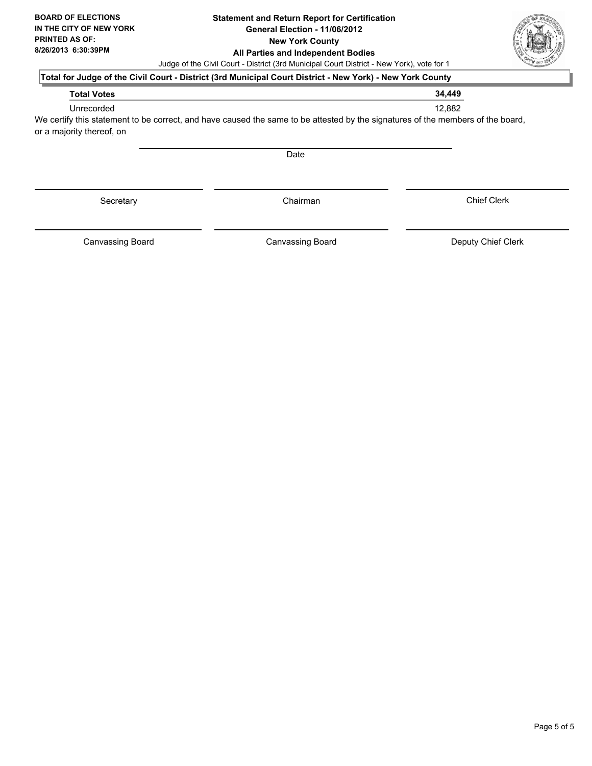**BOARD OF ELECTIONS IN THE CITY OF NEW YORK PRINTED AS OF: 8/26/2013 6:30:39PM**

**Statement and Return Report for Certification**
**General Election - 11/06/2012**
**New York County**
**All Parties and Independent Bodies**

Judge of the Civil Court - District (3rd Municipal Court District - New York), vote for 1

**Total for Judge of the Civil Court - District (3rd Municipal Court District - New York) - New York County**

| | |
|---|---|
| **Total Votes** | **34,449** |
| Unrecorded | 12,882 |

We certify this statement to be correct, and have caused the same to be attested by the signatures of the members of the board, or a majority thereof, on

Date

Secretary

Chairman

Chief Clerk

Canvassing Board

Canvassing Board

Deputy Chief Clerk